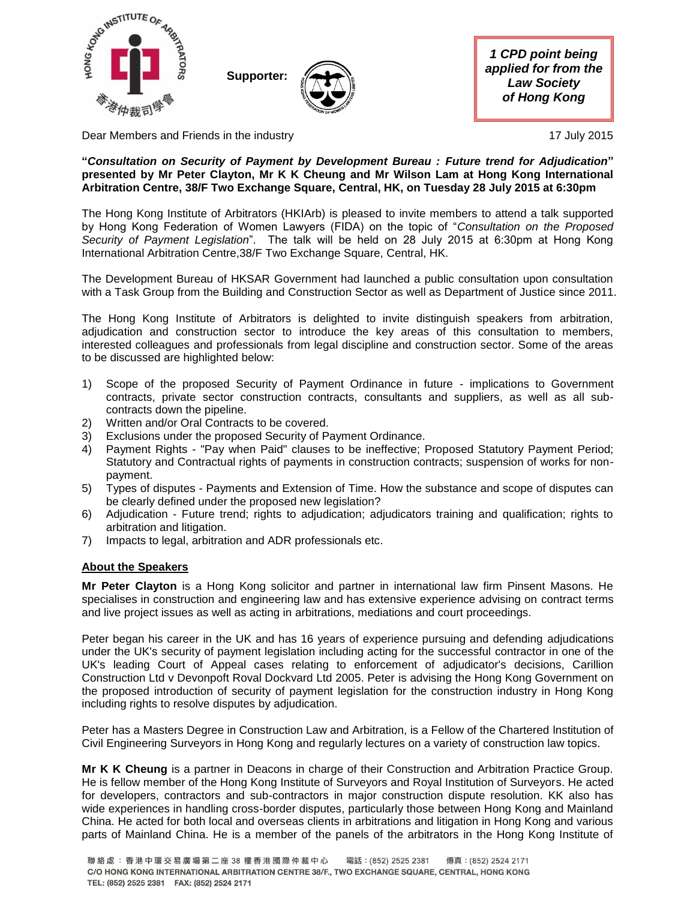Supporter:

*1 CPD point being applied for from the Law Society of Hong Kong*

Dear Members and Friends in the industry

17 July 2015

**"*Consultation on Security of Payment by Development Bureau : Future trend for Adjudication*" presented by Mr Peter Clayton, Mr K K Cheung and Mr Wilson Lam at Hong Kong International Arbitration Centre, 38/F Two Exchange Square, Central, HK, on Tuesday 28 July 2015 at 6:30pm**

The Hong Kong Institute of Arbitrators (HKIArb) is pleased to invite members to attend a talk supported by Hong Kong Federation of Women Lawyers (FIDA) on the topic of "*Consultation on the Proposed Security of Payment Legislation*". The talk will be held on 28 July 2015 at 6:30pm at Hong Kong International Arbitration Centre,38/F Two Exchange Square, Central, HK.

The Development Bureau of HKSAR Government had launched a public consultation upon consultation with a Task Group from the Building and Construction Sector as well as Department of Justice since 2011.

The Hong Kong Institute of Arbitrators is delighted to invite distinguish speakers from arbitration, adjudication and construction sector to introduce the key areas of this consultation to members, interested colleagues and professionals from legal discipline and construction sector. Some of the areas to be discussed are highlighted below:

1) Scope of the proposed Security of Payment Ordinance in future - implications to Government contracts, private sector construction contracts, consultants and suppliers, as well as all sub-contracts down the pipeline.
2) Written and/or Oral Contracts to be covered.
3) Exclusions under the proposed Security of Payment Ordinance.
4) Payment Rights - "Pay when Paid" clauses to be ineffective; Proposed Statutory Payment Period; Statutory and Contractual rights of payments in construction contracts; suspension of works for non-payment.
5) Types of disputes - Payments and Extension of Time. How the substance and scope of disputes can be clearly defined under the proposed new legislation?
6) Adjudication - Future trend; rights to adjudication; adjudicators training and qualification; rights to arbitration and litigation.
7) Impacts to legal, arbitration and ADR professionals etc.

## About the Speakers

**Mr Peter Clayton** is a Hong Kong solicitor and partner in international law firm Pinsent Masons. He specialises in construction and engineering law and has extensive experience advising on contract terms and live project issues as well as acting in arbitrations, mediations and court proceedings.

Peter began his career in the UK and has 16 years of experience pursuing and defending adjudications under the UK's security of payment legislation including acting for the successful contractor in one of the UK's leading Court of Appeal cases relating to enforcement of adjudicator's decisions, Carillion Construction Ltd v Devonpoft Roval Dockvard Ltd 2005. Peter is advising the Hong Kong Government on the proposed introduction of security of payment legislation for the construction industry in Hong Kong including rights to resolve disputes by adjudication.

Peter has a Masters Degree in Construction Law and Arbitration, is a Fellow of the Chartered Institution of Civil Engineering Surveyors in Hong Kong and regularly lectures on a variety of construction law topics.

**Mr K K Cheung** is a partner in Deacons in charge of their Construction and Arbitration Practice Group. He is fellow member of the Hong Kong Institute of Surveyors and Royal Institution of Surveyors. He acted for developers, contractors and sub-contractors in major construction dispute resolution. KK also has wide experiences in handling cross-border disputes, particularly those between Hong Kong and Mainland China. He acted for both local and overseas clients in arbitrations and litigation in Hong Kong and various parts of Mainland China. He is a member of the panels of the arbitrators in the Hong Kong Institute of

聯絡處：香港中環交易廣場第二座38樓香港國際仲裁中心　電話：(852) 2525 2381　傳真：(852) 2524 2171
C/O HONG KONG INTERNATIONAL ARBITRATION CENTRE 38/F., TWO EXCHANGE SQUARE, CENTRAL, HONG KONG
TEL: (852) 2525 2381　FAX: (852) 2524 2171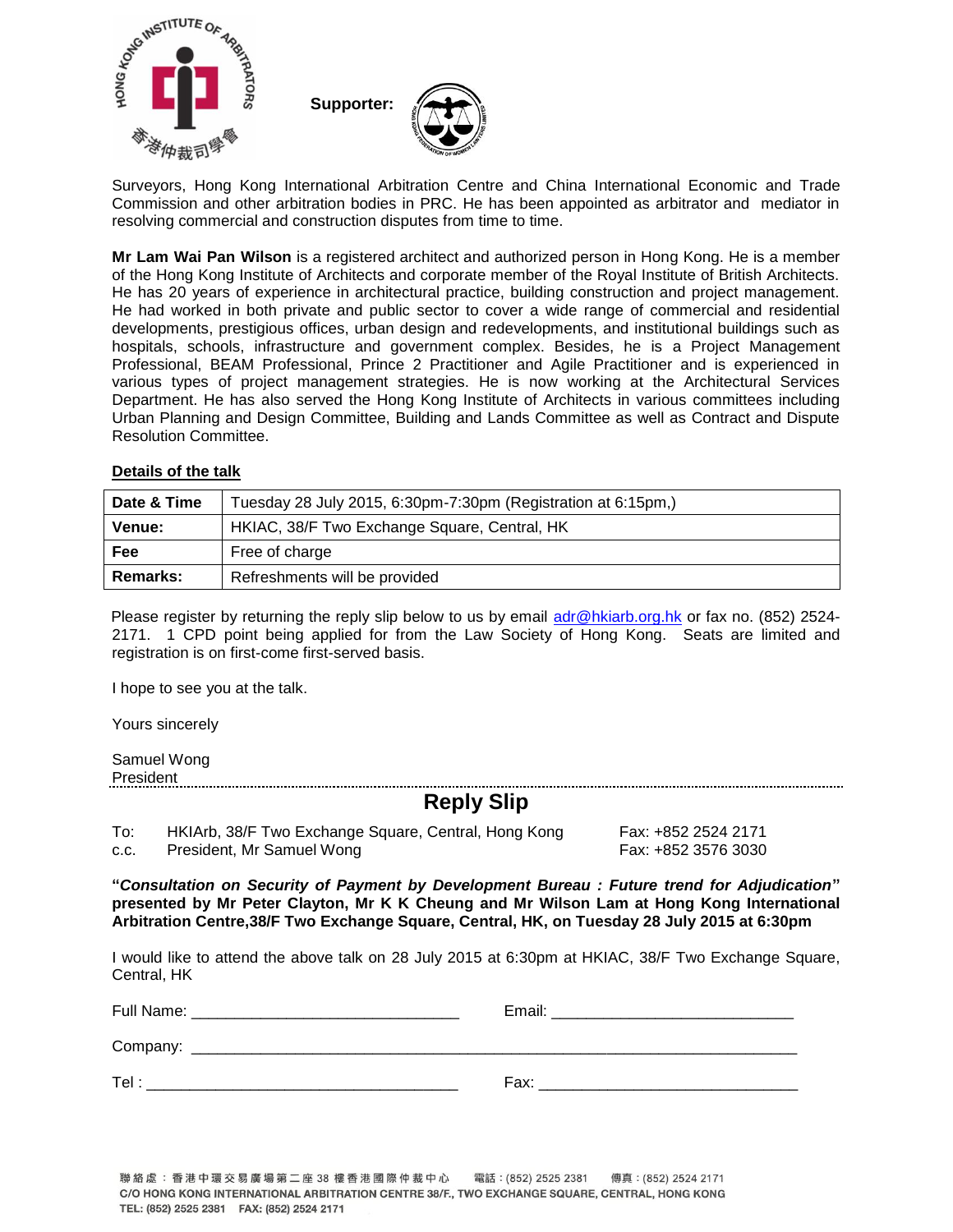**Supporter:**

Surveyors, Hong Kong International Arbitration Centre and China International Economic and Trade Commission and other arbitration bodies in PRC. He has been appointed as arbitrator and mediator in resolving commercial and construction disputes from time to time.

**Mr Lam Wai Pan Wilson** is a registered architect and authorized person in Hong Kong. He is a member of the Hong Kong Institute of Architects and corporate member of the Royal Institute of British Architects. He has 20 years of experience in architectural practice, building construction and project management. He had worked in both private and public sector to cover a wide range of commercial and residential developments, prestigious offices, urban design and redevelopments, and institutional buildings such as hospitals, schools, infrastructure and government complex. Besides, he is a Project Management Professional, BEAM Professional, Prince 2 Practitioner and Agile Practitioner and is experienced in various types of project management strategies. He is now working at the Architectural Services Department. He has also served the Hong Kong Institute of Architects in various committees including Urban Planning and Design Committee, Building and Lands Committee as well as Contract and Dispute Resolution Committee.

**Details of the talk**

| | |
|---|---|
| **Date & Time** | Tuesday 28 July 2015, 6:30pm-7:30pm (Registration at 6:15pm,) |
| **Venue:** | HKIAC, 38/F Two Exchange Square, Central, HK |
| **Fee** | Free of charge |
| **Remarks:** | Refreshments will be provided |

Please register by returning the reply slip below to us by email adr@hkiarb.org.hk or fax no. (852) 2524-2171. 1 CPD point being applied for from the Law Society of Hong Kong. Seats are limited and registration is on first-come first-served basis.

I hope to see you at the talk.

Yours sincerely

Samuel Wong
President

## Reply Slip

To: HKIArb, 38/F Two Exchange Square, Central, Hong Kong Fax: +852 2524 2171
c.c. President, Mr Samuel Wong Fax: +852 3576 3030

**"*Consultation on Security of Payment by Development Bureau : Future trend for Adjudication*" presented by Mr Peter Clayton, Mr K K Cheung and Mr Wilson Lam at Hong Kong International Arbitration Centre,38/F Two Exchange Square, Central, HK, on Tuesday 28 July 2015 at 6:30pm**

I would like to attend the above talk on 28 July 2015 at 6:30pm at HKIAC, 38/F Two Exchange Square, Central, HK

Full Name: ______________________________ Email: ___________________________

Company: ______________________________________________________________________

Tel : ___________________________________ Fax: _____________________________

聯絡處：香港中環交易廣場第二座 38 樓香港國際仲裁中心 電話：(852) 2525 2381 傳真：(852) 2524 2171
C/O HONG KONG INTERNATIONAL ARBITRATION CENTRE 38/F., TWO EXCHANGE SQUARE, CENTRAL, HONG KONG
TEL: (852) 2525 2381 FAX: (852) 2524 2171